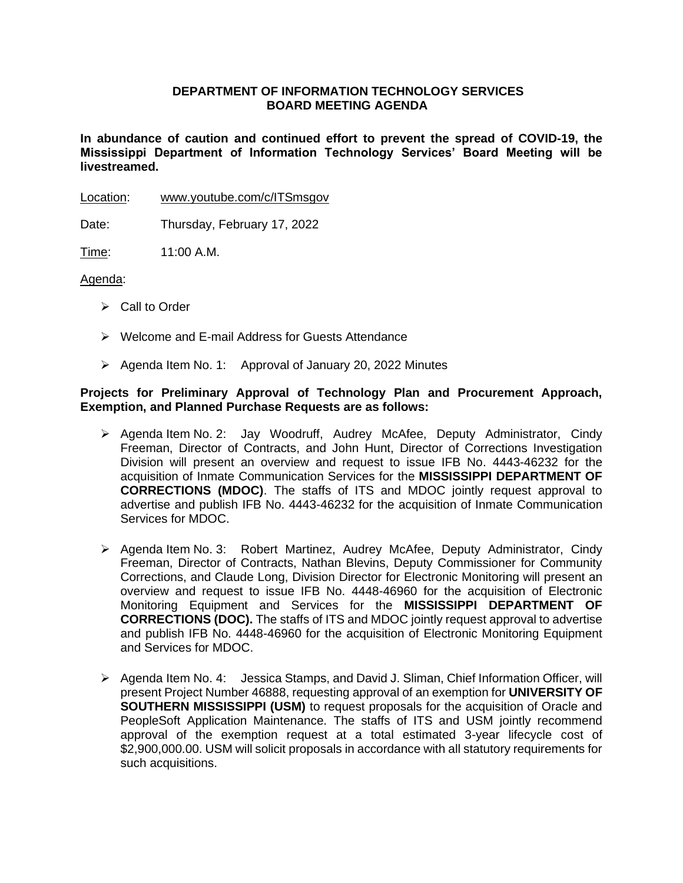**DEPARTMENT OF INFORMATION TECHNOLOGY SERVICES**
**BOARD MEETING AGENDA**

**In abundance of caution and continued effort to prevent the spread of COVID-19, the Mississippi Department of Information Technology Services' Board Meeting will be livestreamed.**

Location: www.youtube.com/c/ITSmsgov

Date: Thursday, February 17, 2022

Time: 11:00 A.M.

Agenda:

- Call to Order
- Welcome and E-mail Address for Guests Attendance
- Agenda Item No. 1: Approval of January 20, 2022 Minutes

**Projects for Preliminary Approval of Technology Plan and Procurement Approach, Exemption, and Planned Purchase Requests are as follows:**

- Agenda Item No. 2: Jay Woodruff, Audrey McAfee, Deputy Administrator, Cindy Freeman, Director of Contracts, and John Hunt, Director of Corrections Investigation Division will present an overview and request to issue IFB No. 4443-46232 for the acquisition of Inmate Communication Services for the **MISSISSIPPI DEPARTMENT OF CORRECTIONS (MDOC)**. The staffs of ITS and MDOC jointly request approval to advertise and publish IFB No. 4443-46232 for the acquisition of Inmate Communication Services for MDOC.
- Agenda Item No. 3: Robert Martinez, Audrey McAfee, Deputy Administrator, Cindy Freeman, Director of Contracts, Nathan Blevins, Deputy Commissioner for Community Corrections, and Claude Long, Division Director for Electronic Monitoring will present an overview and request to issue IFB No. 4448-46960 for the acquisition of Electronic Monitoring Equipment and Services for the **MISSISSIPPI DEPARTMENT OF CORRECTIONS (DOC).** The staffs of ITS and MDOC jointly request approval to advertise and publish IFB No. 4448-46960 for the acquisition of Electronic Monitoring Equipment and Services for MDOC.
- Agenda Item No. 4: Jessica Stamps, and David J. Sliman, Chief Information Officer, will present Project Number 46888, requesting approval of an exemption for **UNIVERSITY OF SOUTHERN MISSISSIPPI (USM)** to request proposals for the acquisition of Oracle and PeopleSoft Application Maintenance. The staffs of ITS and USM jointly recommend approval of the exemption request at a total estimated 3-year lifecycle cost of $2,900,000.00. USM will solicit proposals in accordance with all statutory requirements for such acquisitions.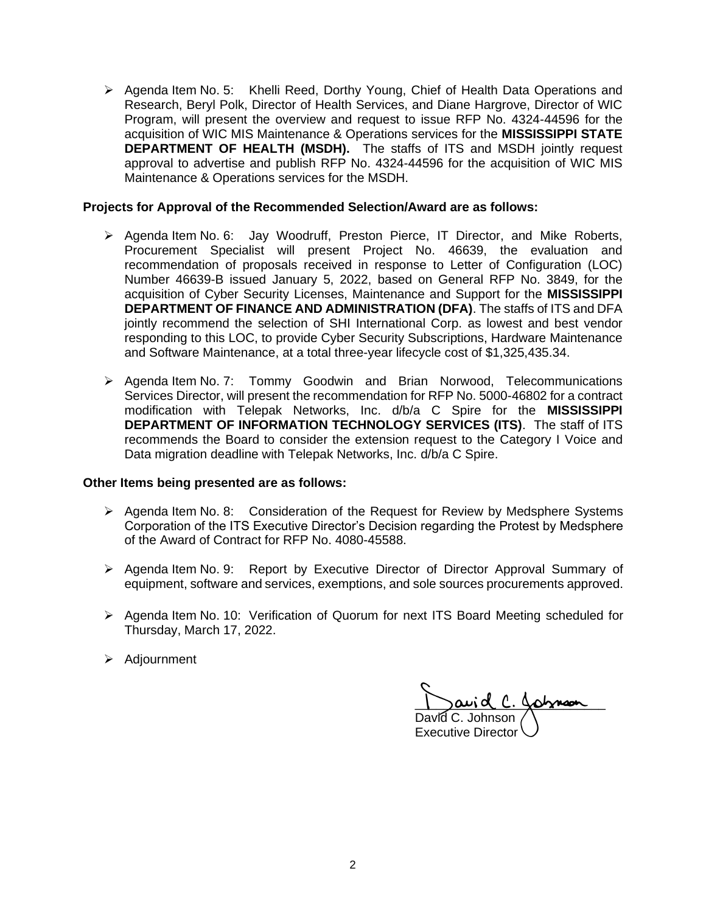- Agenda Item No. 5: Khelli Reed, Dorthy Young, Chief of Health Data Operations and Research, Beryl Polk, Director of Health Services, and Diane Hargrove, Director of WIC Program, will present the overview and request to issue RFP No. 4324-44596 for the acquisition of WIC MIS Maintenance & Operations services for the **MISSISSIPPI STATE DEPARTMENT OF HEALTH (MSDH).** The staffs of ITS and MSDH jointly request approval to advertise and publish RFP No. 4324-44596 for the acquisition of WIC MIS Maintenance & Operations services for the MSDH.

**Projects for Approval of the Recommended Selection/Award are as follows:**

- Agenda Item No. 6: Jay Woodruff, Preston Pierce, IT Director, and Mike Roberts, Procurement Specialist will present Project No. 46639, the evaluation and recommendation of proposals received in response to Letter of Configuration (LOC) Number 46639-B issued January 5, 2022, based on General RFP No. 3849, for the acquisition of Cyber Security Licenses, Maintenance and Support for the **MISSISSIPPI DEPARTMENT OF FINANCE AND ADMINISTRATION (DFA)**. The staffs of ITS and DFA jointly recommend the selection of SHI International Corp. as lowest and best vendor responding to this LOC, to provide Cyber Security Subscriptions, Hardware Maintenance and Software Maintenance, at a total three-year lifecycle cost of $1,325,435.34.

- Agenda Item No. 7: Tommy Goodwin and Brian Norwood, Telecommunications Services Director, will present the recommendation for RFP No. 5000-46802 for a contract modification with Telepak Networks, Inc. d/b/a C Spire for the **MISSISSIPPI DEPARTMENT OF INFORMATION TECHNOLOGY SERVICES (ITS)**. The staff of ITS recommends the Board to consider the extension request to the Category I Voice and Data migration deadline with Telepak Networks, Inc. d/b/a C Spire.

**Other Items being presented are as follows:**

- Agenda Item No. 8: Consideration of the Request for Review by Medsphere Systems Corporation of the ITS Executive Director's Decision regarding the Protest by Medsphere of the Award of Contract for RFP No. 4080-45588.

- Agenda Item No. 9: Report by Executive Director of Director Approval Summary of equipment, software and services, exemptions, and sole sources procurements approved.

- Agenda Item No. 10: Verification of Quorum for next ITS Board Meeting scheduled for Thursday, March 17, 2022.

- Adjournment

David C. Johnson
Executive Director